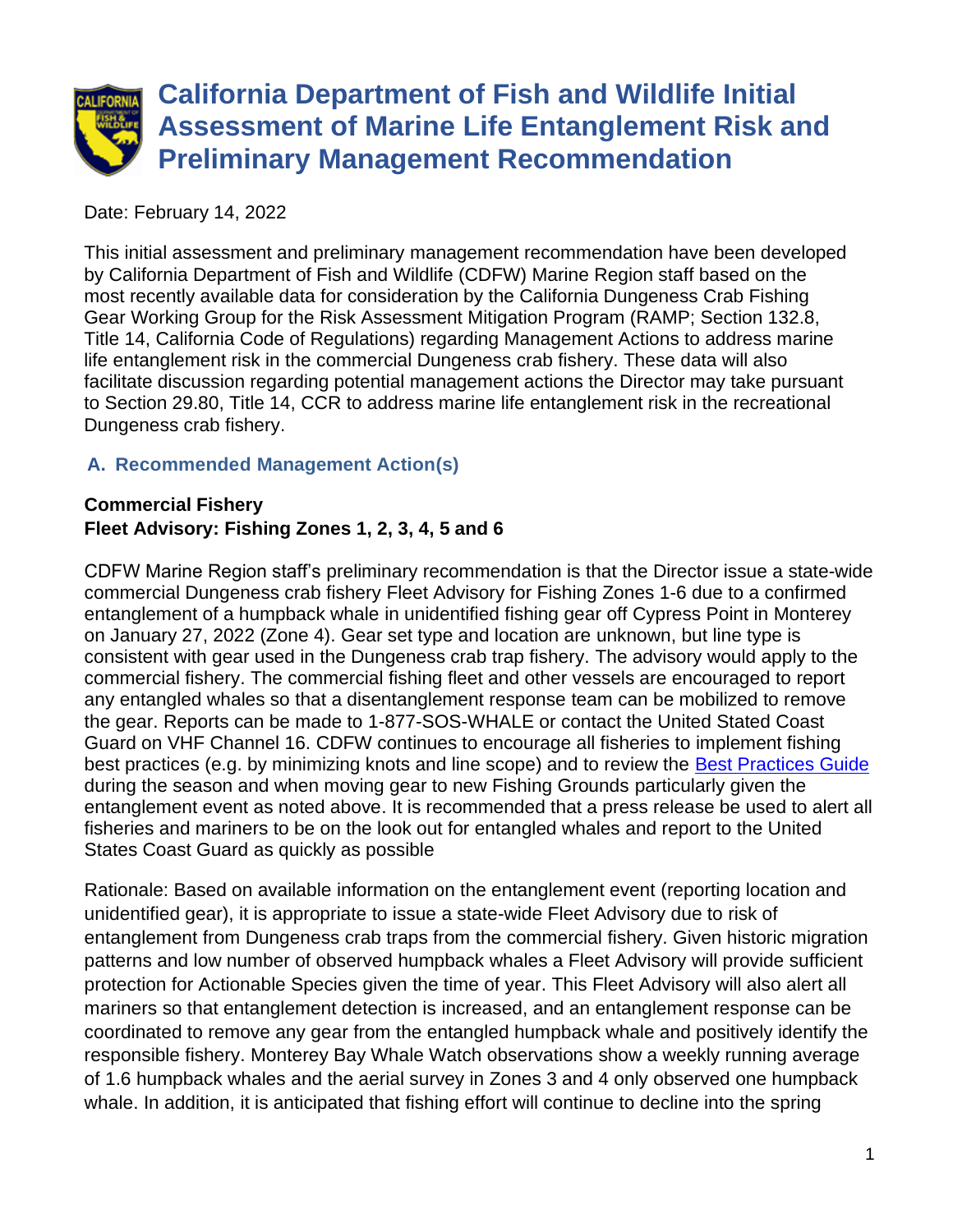# California Department of Fish and Wildlife Initial Assessment of Marine Life Entanglement Risk and Preliminary Management Recommendation

Date: February 14, 2022

This initial assessment and preliminary management recommendation have been developed by California Department of Fish and Wildlife (CDFW) Marine Region staff based on the most recently available data for consideration by the California Dungeness Crab Fishing Gear Working Group for the Risk Assessment Mitigation Program (RAMP; Section 132.8, Title 14, California Code of Regulations) regarding Management Actions to address marine life entanglement risk in the commercial Dungeness crab fishery. These data will also facilitate discussion regarding potential management actions the Director may take pursuant to Section 29.80, Title 14, CCR to address marine life entanglement risk in the recreational Dungeness crab fishery.

## A. Recommended Management Action(s)

**Commercial Fishery**
**Fleet Advisory: Fishing Zones 1, 2, 3, 4, 5 and 6**

CDFW Marine Region staff's preliminary recommendation is that the Director issue a state-wide commercial Dungeness crab fishery Fleet Advisory for Fishing Zones 1-6 due to a confirmed entanglement of a humpback whale in unidentified fishing gear off Cypress Point in Monterey on January 27, 2022 (Zone 4). Gear set type and location are unknown, but line type is consistent with gear used in the Dungeness crab trap fishery. The advisory would apply to the commercial fishery. The commercial fishing fleet and other vessels are encouraged to report any entangled whales so that a disentanglement response team can be mobilized to remove the gear. Reports can be made to 1-877-SOS-WHALE or contact the United Stated Coast Guard on VHF Channel 16. CDFW continues to encourage all fisheries to implement fishing best practices (e.g. by minimizing knots and line scope) and to review the Best Practices Guide during the season and when moving gear to new Fishing Grounds particularly given the entanglement event as noted above. It is recommended that a press release be used to alert all fisheries and mariners to be on the look out for entangled whales and report to the United States Coast Guard as quickly as possible

Rationale: Based on available information on the entanglement event (reporting location and unidentified gear), it is appropriate to issue a state-wide Fleet Advisory due to risk of entanglement from Dungeness crab traps from the commercial fishery. Given historic migration patterns and low number of observed humpback whales a Fleet Advisory will provide sufficient protection for Actionable Species given the time of year. This Fleet Advisory will also alert all mariners so that entanglement detection is increased, and an entanglement response can be coordinated to remove any gear from the entangled humpback whale and positively identify the responsible fishery. Monterey Bay Whale Watch observations show a weekly running average of 1.6 humpback whales and the aerial survey in Zones 3 and 4 only observed one humpback whale. In addition, it is anticipated that fishing effort will continue to decline into the spring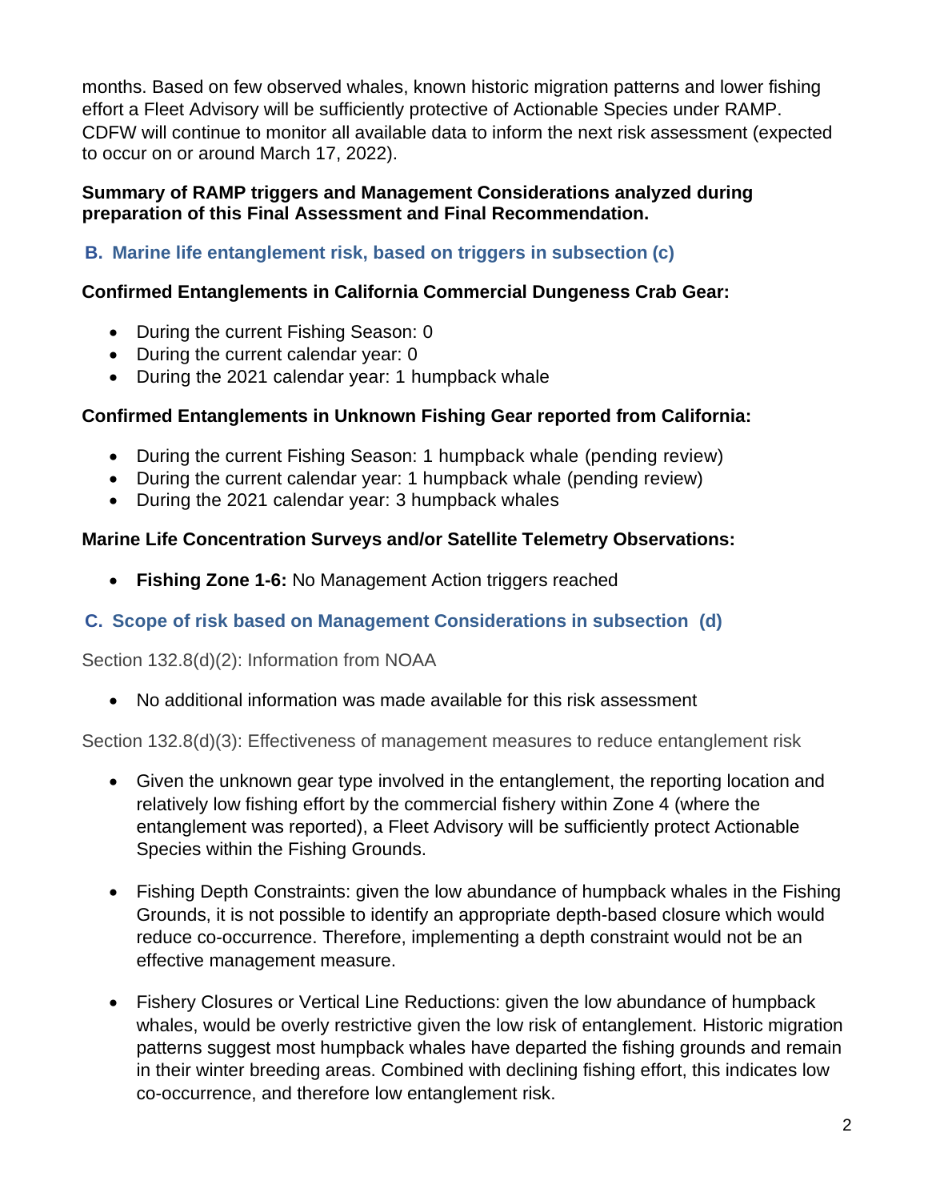months. Based on few observed whales, known historic migration patterns and lower fishing effort a Fleet Advisory will be sufficiently protective of Actionable Species under RAMP. CDFW will continue to monitor all available data to inform the next risk assessment (expected to occur on or around March 17, 2022).

**Summary of RAMP triggers and Management Considerations analyzed during preparation of this Final Assessment and Final Recommendation.**

### B. Marine life entanglement risk, based on triggers in subsection (c)

**Confirmed Entanglements in California Commercial Dungeness Crab Gear:**

- During the current Fishing Season: 0
- During the current calendar year: 0
- During the 2021 calendar year: 1 humpback whale

**Confirmed Entanglements in Unknown Fishing Gear reported from California:**

- During the current Fishing Season: 1 humpback whale (pending review)
- During the current calendar year: 1 humpback whale (pending review)
- During the 2021 calendar year: 3 humpback whales

**Marine Life Concentration Surveys and/or Satellite Telemetry Observations:**

- **Fishing Zone 1-6:** No Management Action triggers reached

### C. Scope of risk based on Management Considerations in subsection (d)

Section 132.8(d)(2): Information from NOAA

- No additional information was made available for this risk assessment

Section 132.8(d)(3): Effectiveness of management measures to reduce entanglement risk

- Given the unknown gear type involved in the entanglement, the reporting location and relatively low fishing effort by the commercial fishery within Zone 4 (where the entanglement was reported), a Fleet Advisory will be sufficiently protect Actionable Species within the Fishing Grounds.

- Fishing Depth Constraints: given the low abundance of humpback whales in the Fishing Grounds, it is not possible to identify an appropriate depth-based closure which would reduce co-occurrence. Therefore, implementing a depth constraint would not be an effective management measure.

- Fishery Closures or Vertical Line Reductions: given the low abundance of humpback whales, would be overly restrictive given the low risk of entanglement. Historic migration patterns suggest most humpback whales have departed the fishing grounds and remain in their winter breeding areas. Combined with declining fishing effort, this indicates low co-occurrence, and therefore low entanglement risk.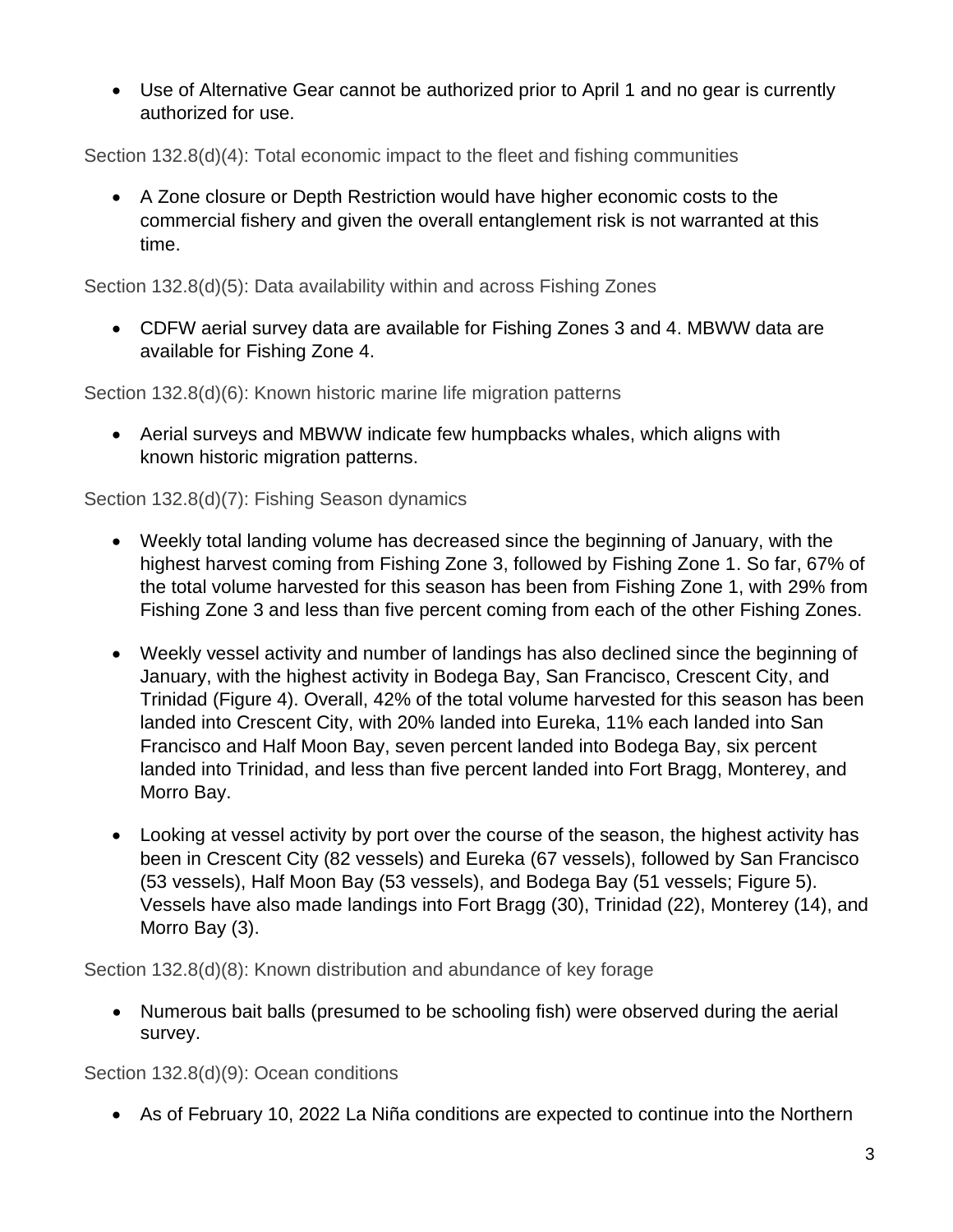- Use of Alternative Gear cannot be authorized prior to April 1 and no gear is currently authorized for use.

Section 132.8(d)(4): Total economic impact to the fleet and fishing communities

- A Zone closure or Depth Restriction would have higher economic costs to the commercial fishery and given the overall entanglement risk is not warranted at this time.

Section 132.8(d)(5): Data availability within and across Fishing Zones

- CDFW aerial survey data are available for Fishing Zones 3 and 4. MBWW data are available for Fishing Zone 4.

Section 132.8(d)(6): Known historic marine life migration patterns

- Aerial surveys and MBWW indicate few humpbacks whales, which aligns with known historic migration patterns.

Section 132.8(d)(7): Fishing Season dynamics

- Weekly total landing volume has decreased since the beginning of January, with the highest harvest coming from Fishing Zone 3, followed by Fishing Zone 1. So far, 67% of the total volume harvested for this season has been from Fishing Zone 1, with 29% from Fishing Zone 3 and less than five percent coming from each of the other Fishing Zones.
- Weekly vessel activity and number of landings has also declined since the beginning of January, with the highest activity in Bodega Bay, San Francisco, Crescent City, and Trinidad (Figure 4). Overall, 42% of the total volume harvested for this season has been landed into Crescent City, with 20% landed into Eureka, 11% each landed into San Francisco and Half Moon Bay, seven percent landed into Bodega Bay, six percent landed into Trinidad, and less than five percent landed into Fort Bragg, Monterey, and Morro Bay.
- Looking at vessel activity by port over the course of the season, the highest activity has been in Crescent City (82 vessels) and Eureka (67 vessels), followed by San Francisco (53 vessels), Half Moon Bay (53 vessels), and Bodega Bay (51 vessels; Figure 5). Vessels have also made landings into Fort Bragg (30), Trinidad (22), Monterey (14), and Morro Bay (3).

Section 132.8(d)(8): Known distribution and abundance of key forage

- Numerous bait balls (presumed to be schooling fish) were observed during the aerial survey.

Section 132.8(d)(9): Ocean conditions

- As of February 10, 2022 La Niña conditions are expected to continue into the Northern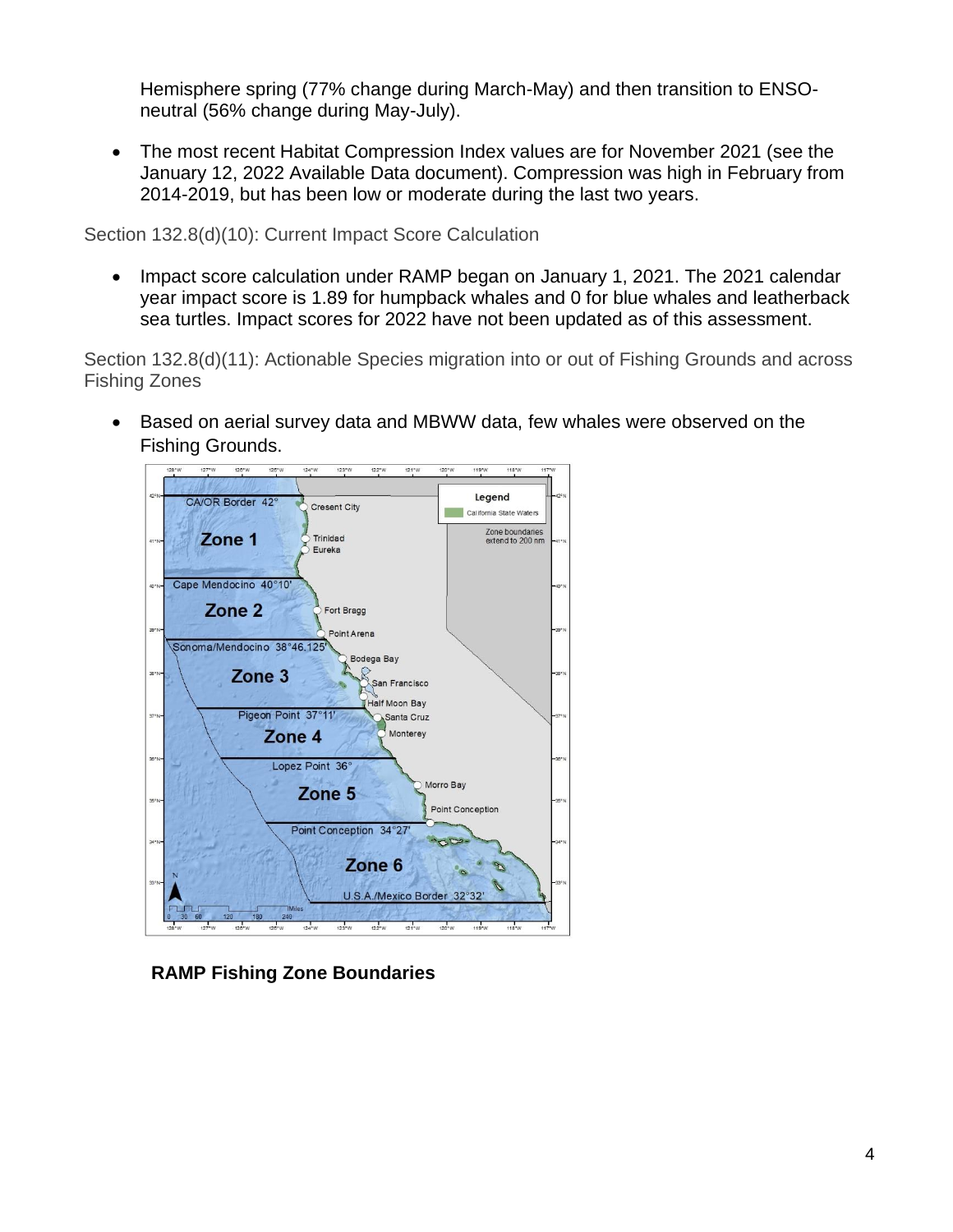Hemisphere spring (77% change during March-May) and then transition to ENSO-neutral (56% change during May-July).

- The most recent Habitat Compression Index values are for November 2021 (see the January 12, 2022 Available Data document). Compression was high in February from 2014-2019, but has been low or moderate during the last two years.

Section 132.8(d)(10): Current Impact Score Calculation

- Impact score calculation under RAMP began on January 1, 2021. The 2021 calendar year impact score is 1.89 for humpback whales and 0 for blue whales and leatherback sea turtles. Impact scores for 2022 have not been updated as of this assessment.

Section 132.8(d)(11): Actionable Species migration into or out of Fishing Grounds and across Fishing Zones

- Based on aerial survey data and MBWW data, few whales were observed on the Fishing Grounds.

Legend

California State Waters

Zone boundaries extend to 200 nm

CA/OR Border 42°

Zone 1

Cresent City

Trinidad

Eureka

Cape Mendocino 40°10'

Zone 2

Fort Bragg

Point Arena

Sonoma/Mendocino 38°46.125'

Zone 3

Bodega Bay

San Francisco

Half Moon Bay

Pigeon Point 37°11'

Zone 4

Santa Cruz

Monterey

Lopez Point 36°

Zone 5

Morro Bay

Point Conception

Point Conception 34°27'

Zone 6

U.S.A./Mexico Border 32°32'

Miles

0 30 60 120 180 240

**RAMP Fishing Zone Boundaries**